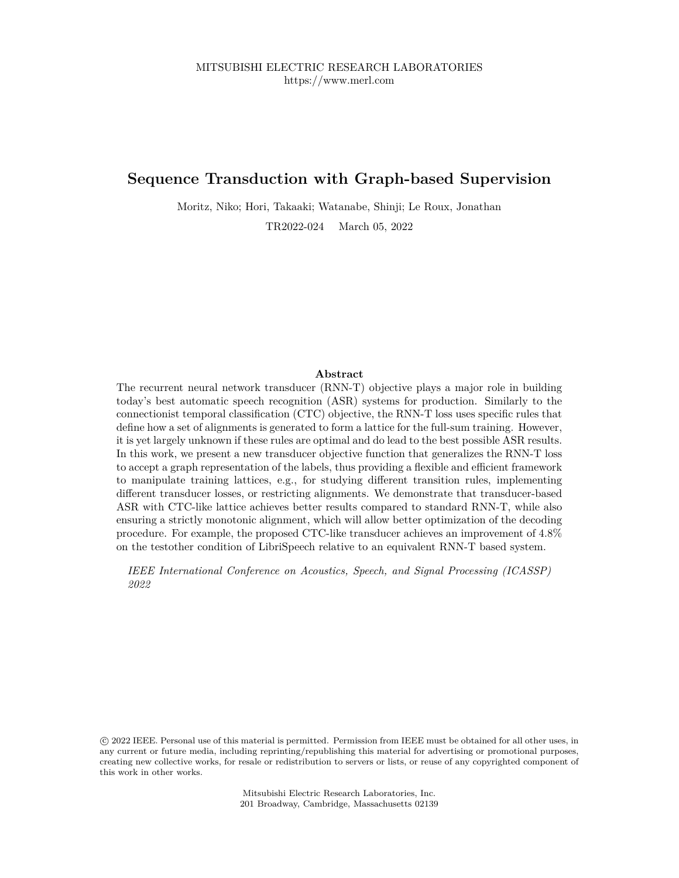MITSUBISHI ELECTRIC RESEARCH LABORATORIES
https://www.merl.com

# Sequence Transduction with Graph-based Supervision

Moritz, Niko; Hori, Takaaki; Watanabe, Shinji; Le Roux, Jonathan

TR2022-024 March 05, 2022

### Abstract

The recurrent neural network transducer (RNN-T) objective plays a major role in building today's best automatic speech recognition (ASR) systems for production. Similarly to the connectionist temporal classification (CTC) objective, the RNN-T loss uses specific rules that define how a set of alignments is generated to form a lattice for the full-sum training. However, it is yet largely unknown if these rules are optimal and do lead to the best possible ASR results. In this work, we present a new transducer objective function that generalizes the RNN-T loss to accept a graph representation of the labels, thus providing a flexible and efficient framework to manipulate training lattices, e.g., for studying different transition rules, implementing different transducer losses, or restricting alignments. We demonstrate that transducer-based ASR with CTC-like lattice achieves better results compared to standard RNN-T, while also ensuring a strictly monotonic alignment, which will allow better optimization of the decoding procedure. For example, the proposed CTC-like transducer achieves an improvement of 4.8% on the testother condition of LibriSpeech relative to an equivalent RNN-T based system.

*IEEE International Conference on Acoustics, Speech, and Signal Processing (ICASSP) 2022*

© 2022 IEEE. Personal use of this material is permitted. Permission from IEEE must be obtained for all other uses, in any current or future media, including reprinting/republishing this material for advertising or promotional purposes, creating new collective works, for resale or redistribution to servers or lists, or reuse of any copyrighted component of this work in other works.

Mitsubishi Electric Research Laboratories, Inc.
201 Broadway, Cambridge, Massachusetts 02139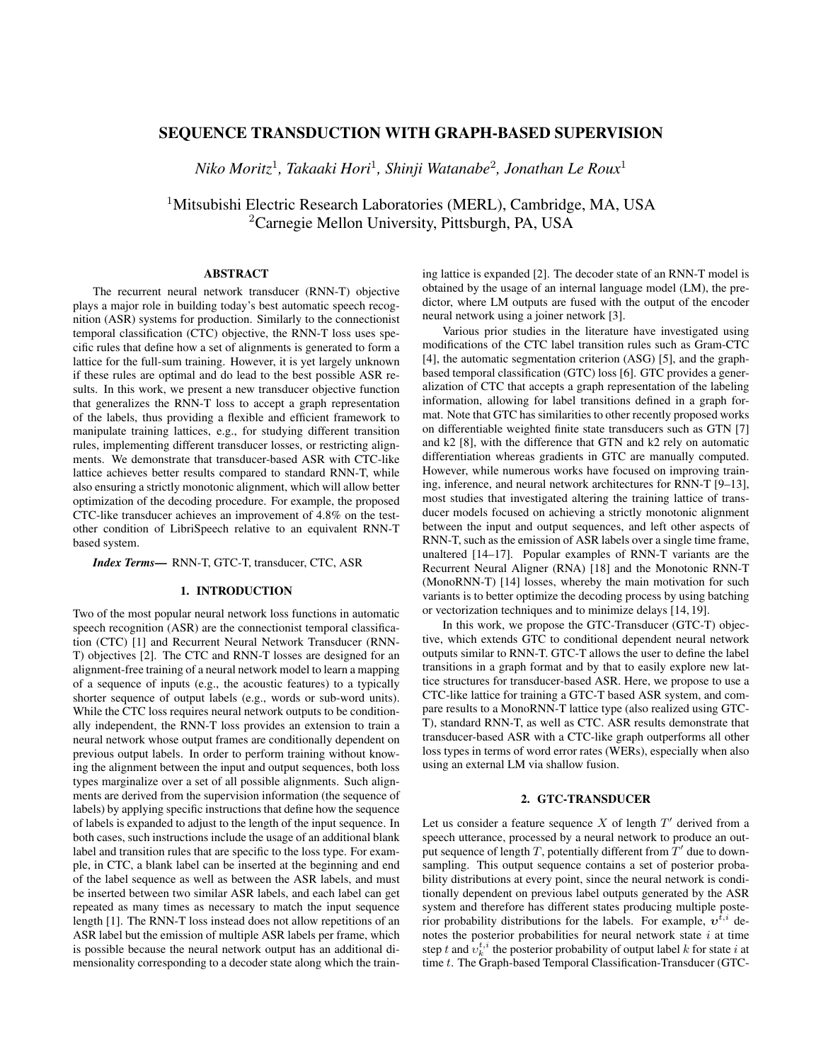# SEQUENCE TRANSDUCTION WITH GRAPH-BASED SUPERVISION

*Niko Moritz*[1], *Takaaki Hori*[1], *Shinji Watanabe*[2], *Jonathan Le Roux*[1]

[1]Mitsubishi Electric Research Laboratories (MERL), Cambridge, MA, USA
[2]Carnegie Mellon University, Pittsburgh, PA, USA

## ABSTRACT

The recurrent neural network transducer (RNN-T) objective plays a major role in building today's best automatic speech recognition (ASR) systems for production. Similarly to the connectionist temporal classification (CTC) objective, the RNN-T loss uses specific rules that define how a set of alignments is generated to form a lattice for the full-sum training. However, it is yet largely unknown if these rules are optimal and do lead to the best possible ASR results. In this work, we present a new transducer objective function that generalizes the RNN-T loss to accept a graph representation of the labels, thus providing a flexible and efficient framework to manipulate training lattices, e.g., for studying different transition rules, implementing different transducer losses, or restricting alignments. We demonstrate that transducer-based ASR with CTC-like lattice achieves better results compared to standard RNN-T, while also ensuring a strictly monotonic alignment, which will allow better optimization of the decoding procedure. For example, the proposed CTC-like transducer achieves an improvement of 4.8% on the test-other condition of LibriSpeech relative to an equivalent RNN-T based system.

***Index Terms*—** RNN-T, GTC-T, transducer, CTC, ASR

## 1. INTRODUCTION

Two of the most popular neural network loss functions in automatic speech recognition (ASR) are the connectionist temporal classification (CTC) [1] and Recurrent Neural Network Transducer (RNN-T) objectives [2]. The CTC and RNN-T losses are designed for an alignment-free training of a neural network model to learn a mapping of a sequence of inputs (e.g., the acoustic features) to a typically shorter sequence of output labels (e.g., words or sub-word units). While the CTC loss requires neural network outputs to be conditionally independent, the RNN-T loss provides an extension to train a neural network whose output frames are conditionally dependent on previous output labels. In order to perform training without knowing the alignment between the input and output sequences, both loss types marginalize over a set of all possible alignments. Such alignments are derived from the supervision information (the sequence of labels) by applying specific instructions that define how the sequence of labels is expanded to adjust to the length of the input sequence. In both cases, such instructions include the usage of an additional blank label and transition rules that are specific to the loss type. For example, in CTC, a blank label can be inserted at the beginning and end of the label sequence as well as between the ASR labels, and must be inserted between two similar ASR labels, and each label can get repeated as many times as necessary to match the input sequence length [1]. The RNN-T loss instead does not allow repetitions of an ASR label but the emission of multiple ASR labels per frame, which is possible because the neural network output has an additional dimensionality corresponding to a decoder state along which the training lattice is expanded [2]. The decoder state of an RNN-T model is obtained by the usage of an internal language model (LM), the predictor, where LM outputs are fused with the output of the encoder neural network using a joiner network [3].

Various prior studies in the literature have investigated using modifications of the CTC label transition rules such as Gram-CTC [4], the automatic segmentation criterion (ASG) [5], and the graph-based temporal classification (GTC) loss [6]. GTC provides a generalization of CTC that accepts a graph representation of the labeling information, allowing for label transitions defined in a graph format. Note that GTC has similarities to other recently proposed works on differentiable weighted finite state transducers such as GTN [7] and k2 [8], with the difference that GTN and k2 rely on automatic differentiation whereas gradients in GTC are manually computed. However, while numerous works have focused on improving training, inference, and neural network architectures for RNN-T [9–13], most studies that investigated altering the training lattice of transducer models focused on achieving a strictly monotonic alignment between the input and output sequences, and left other aspects of RNN-T, such as the emission of ASR labels over a single time frame, unaltered [14–17]. Popular examples of RNN-T variants are the Recurrent Neural Aligner (RNA) [18] and the Monotonic RNN-T (MonoRNN-T) [14] losses, whereby the main motivation for such variants is to better optimize the decoding process by using batching or vectorization techniques and to minimize delays [14, 19].

In this work, we propose the GTC-Transducer (GTC-T) objective, which extends GTC to conditional dependent neural network outputs similar to RNN-T. GTC-T allows the user to define the label transitions in a graph format and by that to easily explore new lattice structures for transducer-based ASR. Here, we propose to use a CTC-like lattice for training a GTC-T based ASR system, and compare results to a MonoRNN-T lattice type (also realized using GTC-T), standard RNN-T, as well as CTC. ASR results demonstrate that transducer-based ASR with CTC-like graph outperforms all other loss types in terms of word error rates (WERs), especially when also using an external LM via shallow fusion.

## 2. GTC-TRANSDUCER

Let us consider a feature sequence $X$ of length $T'$ derived from a speech utterance, processed by a neural network to produce an output sequence of length $T$, potentially different from $T'$ due to downsampling. This output sequence contains a set of posterior probability distributions at every point, since the neural network is conditionally dependent on previous label outputs generated by the ASR system and therefore has different states producing multiple posterior probability distributions for the labels. For example, $\boldsymbol{v}^{t,i}$ denotes the posterior probabilities for neural network state $i$ at time step $t$ and $v_k^{t,i}$ the posterior probability of output label $k$ for state $i$ at time $t$. The Graph-based Temporal Classification-Transducer (GTC-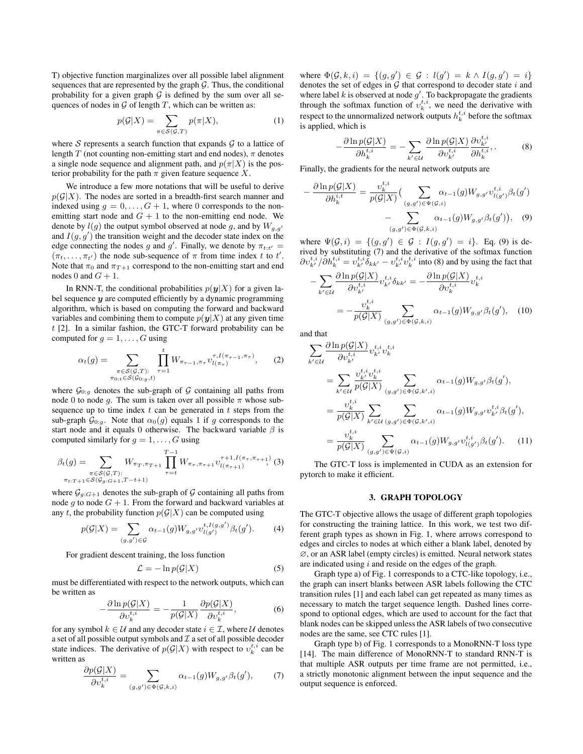T) objective function marginalizes over all possible label alignment sequences that are represented by the graph $\mathcal{G}$. Thus, the conditional probability for a given graph $\mathcal{G}$ is defined by the sum over all sequences of nodes in $\mathcal{G}$ of length $T$, which can be written as:

$$p(\mathcal{G}|X) = \sum_{\pi \in \mathcal{S}(\mathcal{G},T)} p(\pi|X), \tag{1}$$

where $\mathcal{S}$ represents a search function that expands $\mathcal{G}$ to a lattice of length $T$ (not counting non-emitting start and end nodes), $\pi$ denotes a single node sequence and alignment path, and $p(\pi|X)$ is the posterior probability for the path $\pi$ given feature sequence $X$.

We introduce a few more notations that will be useful to derive $p(\mathcal{G}|X)$. The nodes are sorted in a breadth-first search manner and indexed using $g = 0, \ldots, G+1$, where 0 corresponds to the non-emitting start node and $G+1$ to the non-emitting end node. We denote by $l(g)$ the output symbol observed at node $g$, and by $W_{g,g'}$ and $I(g, g')$ the transition weight and the decoder state index on the edge connecting the nodes $g$ and $g'$. Finally, we denote by $\pi_{t:t'} = (\pi_t, \ldots, \pi_{t'})$ the node sub-sequence of $\pi$ from time index $t$ to $t'$. Note that $\pi_0$ and $\pi_{T+1}$ correspond to the non-emitting start and end nodes 0 and $G+1$.

In RNN-T, the conditional probabilities $p(\boldsymbol{y}|X)$ for a given label sequence $\boldsymbol{y}$ are computed efficiently by a dynamic programming algorithm, which is based on computing the forward and backward variables and combining them to compute $p(\boldsymbol{y}|X)$ at any given time $t$ [2]. In a similar fashion, the GTC-T forward probability can be computed for $g = 1, \ldots, G$ using

$$\alpha_t(g) = \sum_{\substack{\pi \in \mathcal{S}(\mathcal{G},T): \\ \pi_{0:t} \in \mathcal{S}(\mathcal{G}_{0:g},t)}} \prod_{\tau=1}^{t} W_{\pi_{\tau-1},\pi_\tau} \upsilon_{l(\pi_\tau)}^{\tau, I(\pi_{\tau-1},\pi_\tau)}, \tag{2}$$

where $\mathcal{G}_{0:g}$ denotes the sub-graph of $\mathcal{G}$ containing all paths from node 0 to node $g$. The sum is taken over all possible $\pi$ whose sub-sequence up to time index $t$ can be generated in $t$ steps from the sub-graph $\mathcal{G}_{0:g}$. Note that $\alpha_0(g)$ equals 1 if $g$ corresponds to the start node and it equals 0 otherwise. The backward variable $\beta$ is computed similarly for $g = 1, \ldots, G$ using

$$\beta_t(g) = \sum_{\substack{\pi \in \mathcal{S}(\mathcal{G},T): \\ \pi_{t:T+1} \in \mathcal{S}(\mathcal{G}_{g:G+1},T-t+1)}} W_{\pi_T,\pi_{T+1}} \prod_{\tau=t}^{T-1} W_{\pi_\tau,\pi_{\tau+1}} \upsilon_{l(\pi_{\tau+1})}^{\tau+1, I(\pi_\tau,\pi_{\tau+1})}, \tag{3}$$

where $\mathcal{G}_{g:G+1}$ denotes the sub-graph of $\mathcal{G}$ containing all paths from node $g$ to node $G+1$. From the forward and backward variables at any $t$, the probability function $p(\mathcal{G}|X)$ can be computed using

$$p(\mathcal{G}|X) = \sum_{(g,g') \in \mathcal{G}} \alpha_{t-1}(g) W_{g,g'} \upsilon_{l(g')}^{t, I(g,g')} \beta_t(g'). \tag{4}$$

For gradient descent training, the loss function

$$\mathcal{L} = -\ln p(\mathcal{G}|X) \tag{5}$$

must be differentiated with respect to the network outputs, which can be written as

$$-\frac{\partial \ln p(\mathcal{G}|X)}{\partial \upsilon_k^{t,i}} = -\frac{1}{p(\mathcal{G}|X)} \frac{\partial p(\mathcal{G}|X)}{\partial \upsilon_k^{t,i}}, \tag{6}$$

for any symbol $k \in \mathcal{U}$ and any decoder state $i \in \mathcal{I}$, where $\mathcal{U}$ denotes a set of all possible output symbols and $\mathcal{I}$ a set of all possible decoder state indices. The derivative of $p(\mathcal{G}|X)$ with respect to $\upsilon_k^{t,i}$ can be written as

$$\frac{\partial p(\mathcal{G}|X)}{\partial \upsilon_k^{t,i}} = \sum_{(g,g') \in \Phi(\mathcal{G},k,i)} \alpha_{t-1}(g) W_{g,g'} \beta_t(g'), \tag{7}$$

where $\Phi(\mathcal{G}, k, i) = \{(g, g') \in \mathcal{G} : l(g') = k \wedge I(g, g') = i\}$ denotes the set of edges in $\mathcal{G}$ that correspond to decoder state $i$ and where label $k$ is observed at node $g'$. To backpropagate the gradients through the softmax function of $\upsilon_k^{t,i}$, we need the derivative with respect to the unnormalized network outputs $h_k^{t,i}$ before the softmax is applied, which is

$$-\frac{\partial \ln p(\mathcal{G}|X)}{\partial h_k^{t,i}} = -\sum_{k' \in \mathcal{U}} \frac{\partial \ln p(\mathcal{G}|X)}{\partial \upsilon_{k'}^{t,i}} \frac{\partial \upsilon_{k'}^{t,i}}{\partial h_k^{t,i}}, . \tag{8}$$

Finally, the gradients for the neural network outputs are

$$-\frac{\partial \ln p(\mathcal{G}|X)}{\partial h_k^{i,t}} = \frac{\upsilon_k^{t,i}}{p(\mathcal{G}|X)} \Big( \sum_{(g,g') \in \Psi(\mathcal{G},i)} \alpha_{t-1}(g) W_{g,g'} \upsilon_{l(g')}^{t,i} \beta_t(g') - \sum_{(g,g') \in \Phi(\mathcal{G},k,i)} \alpha_{t-1}(g) W_{g,g'} \beta_t(g') \Big), \tag{9}$$

where $\Psi(\mathcal{G}, i) = \{(g, g') \in \mathcal{G} : I(g, g') = i\}$. Eq. (9) is derived by substituting (7) and the derivative of the softmax function $\partial \upsilon_{k'}^{t,i} / \partial h_k^{t,i} = \upsilon_{k'}^{t,i} \delta_{kk'} - \upsilon_{k'}^{t,i} \upsilon_k^{t,i}$ into (8) and by using the fact that

$$\begin{aligned} -\sum_{k' \in \mathcal{U}} \frac{\partial \ln p(\mathcal{G}|X)}{\partial \upsilon_{k'}^{t,i}} \upsilon_{k'}^{t,i} \delta_{kk'} &= -\frac{\partial \ln p(\mathcal{G}|X)}{\partial \upsilon_k^{t,i}} \upsilon_k^{t,i} \\ &= -\frac{\upsilon_k^{t,i}}{p(\mathcal{G}|X)} \sum_{(g,g') \in \Phi(\mathcal{G},k,i)} \alpha_{t-1}(g) W_{g,g'} \beta_t(g'), \end{aligned} \tag{10}$$

and that

$$\begin{aligned} \sum_{k' \in \mathcal{U}} & \frac{\partial \ln p(\mathcal{G}|X)}{\partial \upsilon_{k'}^{t,i}} \upsilon_{k'}^{t,i} \upsilon_k^{t,i} \\ &= \sum_{k' \in \mathcal{U}} \frac{\upsilon_{k'}^{t,i} \upsilon_k^{t,i}}{p(\mathcal{G}|X)} \sum_{(g,g') \in \Phi(\mathcal{G},k',i)} \alpha_{t-1}(g) W_{g,g'} \beta_t(g'), \\ &= \frac{\upsilon_k^{t,i}}{p(\mathcal{G}|X)} \sum_{k' \in \mathcal{U}} \sum_{(g,g') \in \Phi(\mathcal{G},k',i)} \alpha_{t-1}(g) W_{g,g'} \upsilon_{k'}^{t,i} \beta_t(g'), \\ &= \frac{\upsilon_k^{t,i}}{p(\mathcal{G}|X)} \sum_{(g,g') \in \Psi(\mathcal{G},i)} \alpha_{t-1}(g) W_{g,g'} \upsilon_{l(g')}^{t,i} \beta_t(g'). \end{aligned} \tag{11}$$

The GTC-T loss is implemented in CUDA as an extension for pytorch to make it efficient.

## 3. GRAPH TOPOLOGY

The GTC-T objective allows the usage of different graph topologies for constructing the training lattice. In this work, we test two different graph types as shown in Fig. 1, where arrows correspond to edges and circles to nodes at which either a blank label, denoted by $\varnothing$, or an ASR label (empty circles) is emitted. Neural network states are indicated using $i$ and reside on the edges of the graph.

Graph type a) of Fig. 1 corresponds to a CTC-like topology, i.e., the graph can insert blanks between ASR labels following the CTC transition rules [1] and each label can get repeated as many times as necessary to match the target sequence length. Dashed lines correspond to optional edges, which are used to account for the fact that blank nodes can be skipped unless the ASR labels of two consecutive nodes are the same, see CTC rules [1].

Graph type b) of Fig. 1 corresponds to a MonoRNN-T loss type [14]. The main difference of MonoRNN-T to standard RNN-T is that multiple ASR outputs per time frame are not permitted, i.e., a strictly monotonic alignment between the input sequence and the output sequence is enforced.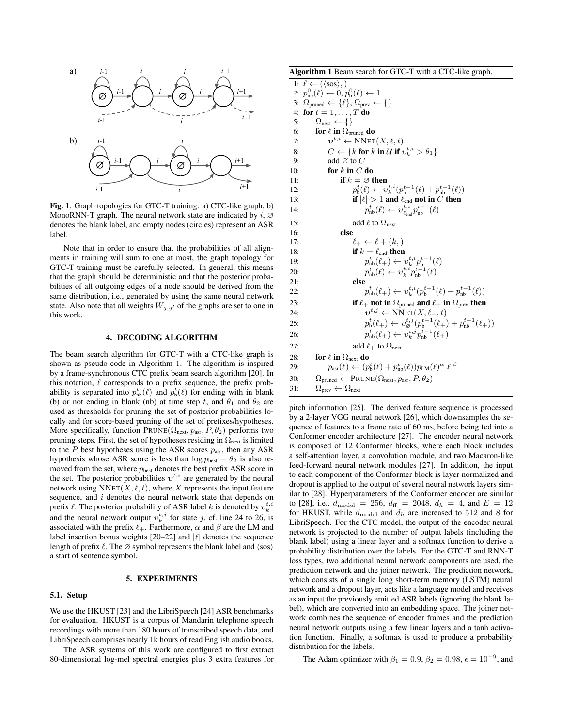**Fig. 1**. Graph topologies for GTC-T training: a) CTC-like graph, b) MonoRNN-T graph. The neural network state are indicated by $i$, $\varnothing$ denotes the blank label, and empty nodes (circles) represent an ASR label.

Note that in order to ensure that the probabilities of all alignments in training will sum to one at most, the graph topology for GTC-T training must be carefully selected. In general, this means that the graph should be deterministic and that the posterior probabilities of all outgoing edges of a node should be derived from the same distribution, i.e., generated by using the same neural network state. Also note that all weights $W_{g,g'}$ of the graphs are set to one in this work.

## 4. DECODING ALGORITHM

The beam search algorithm for GTC-T with a CTC-like graph is shown as pseudo-code in Algorithm 1. The algorithm is inspired by a frame-synchronous CTC prefix beam search algorithm [20]. In this notation, $\ell$ corresponds to a prefix sequence, the prefix probability is separated into $p^t_{\text{nb}}(\ell)$ and $p^t_{\text{b}}(\ell)$ for ending with in blank (b) or not ending in blank (nb) at time step $t$, and $\theta_1$ and $\theta_2$ are used as thresholds for pruning the set of posterior probabilities locally and for score-based pruning of the set of prefixes/hypotheses. More specifically, function $\text{PRUNE}(\Omega_{\text{next}}, p_{\text{asr}}, P, \theta_2)$ performs two pruning steps. First, the set of hypotheses residing in $\Omega_{\text{next}}$ is limited to the $P$ best hypotheses using the ASR scores $p_{\text{asr}}$, then any ASR hypothesis whose ASR score is less than $\log p_{\text{best}} - \theta_2$ is also removed from the set, where $p_{\text{best}}$ denotes the best prefix ASR score in the set. The posterior probabilities $\boldsymbol{\upsilon}^{t,i}$ are generated by the neural network using $\text{NNET}(X, \ell, t)$, where $X$ represents the input feature sequence, and $i$ denotes the neural network state that depends on prefix $\ell$. The posterior probability of ASR label $k$ is denoted by $\upsilon^{t,i}_k$ and the neural network output $\upsilon^{t,j}_k$ for state $j$, cf. line 24 to 26, is associated with the prefix $\ell_+$. Furthermore, $\alpha$ and $\beta$ are the LM and label insertion bonus weights [20–22] and $|\ell|$ denotes the sequence length of prefix $\ell$. The $\varnothing$ symbol represents the blank label and $\langle\text{sos}\rangle$ a start of sentence symbol.

**Algorithm 1** Beam search for GTC-T with a CTC-like graph.

1: $\ell \leftarrow (\langle\text{sos}\rangle,)$
2: $p^0_{\text{nb}}(\ell) \leftarrow 0, p^0_{\text{b}}(\ell) \leftarrow 1$
3: $\Omega_{\text{pruned}} \leftarrow \{\ell\}, \Omega_{\text{prev}} \leftarrow \{\}$
4: **for** $t = 1, \ldots, T$ **do**
5: $\quad\Omega_{\text{next}} \leftarrow \{\}$
6: $\quad$**for** $\ell$ **in** $\Omega_{\text{pruned}}$ **do**
7: $\quad\quad\boldsymbol{\upsilon}^{t,i} \leftarrow \text{NNET}(X, \ell, t)$
8: $\quad\quad C \leftarrow \{k$ **for** $k$ **in** $\mathcal{U}$ **if** $\upsilon^{t,i}_k > \theta_1\}$
9: $\quad\quad$add $\varnothing$ to $C$
10: $\quad\quad$**for** $k$ **in** $C$ **do**
11: $\quad\quad\quad$**if** $k = \varnothing$ **then**
12: $\quad\quad\quad\quad p^t_{\text{b}}(\ell) \leftarrow \upsilon^{t,i}_k(p^{t-1}_{\text{b}}(\ell) + p^{t-1}_{\text{nb}}(\ell))$
13: $\quad\quad\quad\quad$**if** $|\ell| > 1$ **and** $\ell_{\text{end}}$ **not in** $C$ **then**
14: $\quad\quad\quad\quad\quad p^t_{\text{nb}}(\ell) \leftarrow \upsilon^{t,i}_{\ell_{\text{end}}} p^{t-1}_{\text{nb}}(\ell)$
15: $\quad\quad\quad\quad$add $\ell$ to $\Omega_{\text{next}}$
16: $\quad\quad\quad$**else**
17: $\quad\quad\quad\quad \ell_+ \leftarrow \ell + (k,)$
18: $\quad\quad\quad\quad$**if** $k = \ell_{\text{end}}$ **then**
19: $\quad\quad\quad\quad\quad p^t_{\text{nb}}(\ell_+) \leftarrow \upsilon^{t,i}_k p^{t-1}_{\text{b}}(\ell)$
20: $\quad\quad\quad\quad\quad p^t_{\text{nb}}(\ell) \leftarrow \upsilon^{t,i}_k p^{t-1}_{\text{nb}}(\ell)$
21: $\quad\quad\quad\quad$**else**
22: $\quad\quad\quad\quad\quad p^t_{\text{nb}}(\ell_+) \leftarrow \upsilon^{t,i}_k(p^{t-1}_{\text{b}}(\ell) + p^{t-1}_{\text{nb}}(\ell))$
23: $\quad\quad\quad\quad$**if** $\ell_+$ **not in** $\Omega_{\text{pruned}}$ **and** $\ell_+$ **in** $\Omega_{\text{prev}}$ **then**
24: $\quad\quad\quad\quad\quad\boldsymbol{\upsilon}^{t,j} \leftarrow \text{NNET}(X, \ell_+, t)$
25: $\quad\quad\quad\quad\quad p^t_{\text{b}}(\ell_+) \leftarrow \upsilon^{t,j}_{\varnothing}(p^{t-1}_{\text{b}}(\ell_+) + p^{t-1}_{\text{nb}}(\ell_+))$
26: $\quad\quad\quad\quad\quad p^t_{\text{nb}}(\ell_+) \leftarrow \upsilon^{t,j}_k p^{t-1}_{\text{nb}}(\ell_+)$
27: $\quad\quad\quad\quad$add $\ell_+$ to $\Omega_{\text{next}}$
28: $\quad$**for** $\ell$ **in** $\Omega_{\text{next}}$ **do**
29: $\quad\quad p_{\text{asr}}(\ell) \leftarrow (p^t_{\text{b}}(\ell) + p^t_{\text{nb}}(\ell))p_{\text{LM}}(\ell)^\alpha|\ell|^\beta$
30: $\quad\Omega_{\text{pruned}} \leftarrow \text{PRUNE}(\Omega_{\text{next}}, p_{\text{asr}}, P, \theta_2)$
31: $\quad\Omega_{\text{prev}} \leftarrow \Omega_{\text{next}}$

## 5. EXPERIMENTS

### 5.1. Setup

We use the HKUST [23] and the LibriSpeech [24] ASR benchmarks for evaluation. HKUST is a corpus of Mandarin telephone speech recordings with more than 180 hours of transcribed speech data, and LibriSpeech comprises nearly 1k hours of read English audio books.

The ASR systems of this work are configured to first extract 80-dimensional log-mel spectral energies plus 3 extra features for pitch information [25]. The derived feature sequence is processed by a 2-layer VGG neural network [26], which downsamples the sequence of features to a frame rate of 60 ms, before being fed into a Conformer encoder architecture [27]. The encoder neural network is composed of 12 Conformer blocks, where each block includes a self-attention layer, a convolution module, and two Macaron-like feed-forward neural network modules [27]. In addition, the input to each component of the Conformer block is layer normalized and dropout is applied to the output of several neural network layers similar to [28]. Hyperparameters of the Conformer encoder are similar to [28], i.e., $d_{\text{model}} = 256$, $d_{\text{ff}} = 2048$, $d_h = 4$, and $E = 12$ for HKUST, while $d_{\text{model}}$ and $d_h$ are increased to 512 and 8 for LibriSpeech. For the CTC model, the output of the encoder neural network is projected to the number of output labels (including the blank label) using a linear layer and a softmax function to derive a probability distribution over the labels. For the GTC-T and RNN-T loss types, two additional neural network components are used, the prediction network and the joiner network. The prediction network, which consists of a single long short-term memory (LSTM) neural network and a dropout layer, acts like a language model and receives as an input the previously emitted ASR labels (ignoring the blank label), which are converted into an embedding space. The joiner network combines the sequence of encoder frames and the prediction neural network outputs using a few linear layers and a tanh activation function. Finally, a softmax is used to produce a probability distribution for the labels.

The Adam optimizer with $\beta_1 = 0.9$, $\beta_2 = 0.98$, $\epsilon = 10^{-9}$, and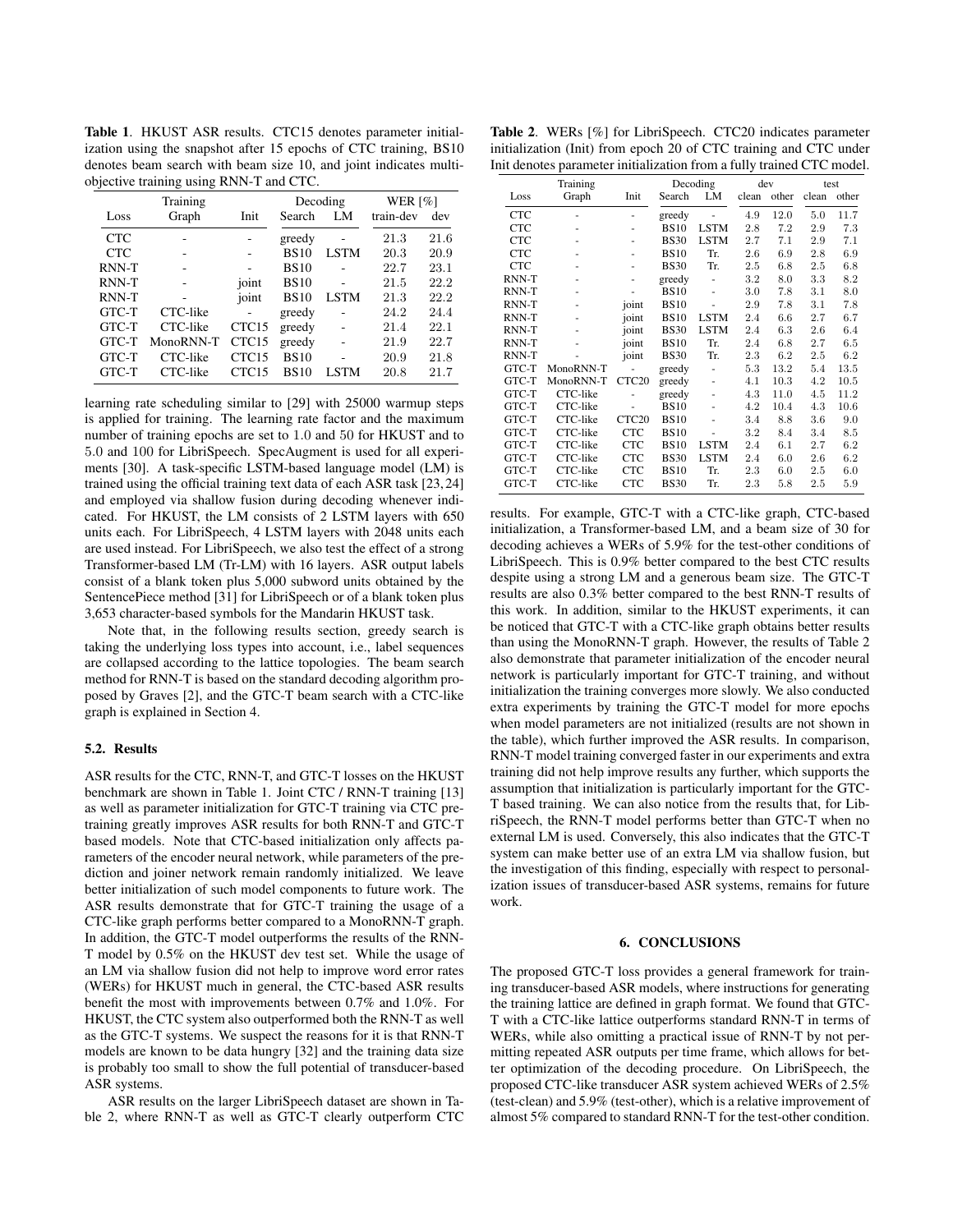**Table 1**. HKUST ASR results. CTC15 denotes parameter initialization using the snapshot after 15 epochs of CTC training, BS10 denotes beam search with beam size 10, and joint indicates multi-objective training using RNN-T and CTC.

| Loss | Training Graph | Init | Decoding Search | Decoding LM | WER [%] train-dev | WER [%] dev |
|---|---|---|---|---|---|---|
| CTC | - | - | greedy | - | 21.3 | 21.6 |
| CTC | - | - | BS10 | LSTM | 20.3 | 20.9 |
| RNN-T | - | - | BS10 | - | 22.7 | 23.1 |
| RNN-T | - | joint | BS10 | - | 21.5 | 22.2 |
| RNN-T | - | joint | BS10 | LSTM | 21.3 | 22.2 |
| GTC-T | CTC-like | - | greedy | - | 24.2 | 24.4 |
| GTC-T | CTC-like | CTC15 | greedy | - | 21.4 | 22.1 |
| GTC-T | MonoRNN-T | CTC15 | greedy | - | 21.9 | 22.7 |
| GTC-T | CTC-like | CTC15 | BS10 | - | 20.9 | 21.8 |
| GTC-T | CTC-like | CTC15 | BS10 | LSTM | 20.8 | 21.7 |

learning rate scheduling similar to [29] with 25000 warmup steps is applied for training. The learning rate factor and the maximum number of training epochs are set to 1.0 and 50 for HKUST and to 5.0 and 100 for LibriSpeech. SpecAugment is used for all experiments [30]. A task-specific LSTM-based language model (LM) is trained using the official training text data of each ASR task [23, 24] and employed via shallow fusion during decoding whenever indicated. For HKUST, the LM consists of 2 LSTM layers with 650 units each. For LibriSpeech, 4 LSTM layers with 2048 units each are used instead. For LibriSpeech, we also test the effect of a strong Transformer-based LM (Tr-LM) with 16 layers. ASR output labels consist of a blank token plus 5,000 subword units obtained by the SentencePiece method [31] for LibriSpeech or of a blank token plus 3,653 character-based symbols for the Mandarin HKUST task.

Note that, in the following results section, greedy search is taking the underlying loss types into account, i.e., label sequences are collapsed according to the lattice topologies. The beam search method for RNN-T is based on the standard decoding algorithm proposed by Graves [2], and the GTC-T beam search with a CTC-like graph is explained in Section 4.

### 5.2. Results

ASR results for the CTC, RNN-T, and GTC-T losses on the HKUST benchmark are shown in Table 1. Joint CTC / RNN-T training [13] as well as parameter initialization for GTC-T training via CTC pre-training greatly improves ASR results for both RNN-T and GTC-T based models. Note that CTC-based initialization only affects parameters of the encoder neural network, while parameters of the prediction and joiner network remain randomly initialized. We leave better initialization of such model components to future work. The ASR results demonstrate that for GTC-T training the usage of a CTC-like graph performs better compared to a MonoRNN-T graph. In addition, the GTC-T model outperforms the results of the RNN-T model by 0.5% on the HKUST dev test set. While the usage of an LM via shallow fusion did not help to improve word error rates (WERs) for HKUST much in general, the CTC-based ASR results benefit the most with improvements between 0.7% and 1.0%. For HKUST, the CTC system also outperformed both the RNN-T as well as the GTC-T systems. We suspect the reasons for it is that RNN-T models are known to be data hungry [32] and the training data size is probably too small to show the full potential of transducer-based ASR systems.

ASR results on the larger LibriSpeech dataset are shown in Table 2, where RNN-T as well as GTC-T clearly outperform CTC results. For example, GTC-T with a CTC-like graph, CTC-based initialization, a Transformer-based LM, and a beam size of 30 for decoding achieves a WERs of 5.9% for the test-other conditions of LibriSpeech. This is 0.9% better compared to the best CTC results despite using a strong LM and a generous beam size. The GTC-T results are also 0.3% better compared to the best RNN-T results of this work. In addition, similar to the HKUST experiments, it can be noticed that GTC-T with a CTC-like graph obtains better results than using the MonoRNN-T graph. However, the results of Table 2 also demonstrate that parameter initialization of the encoder neural network is particularly important for GTC-T training, and without initialization the training converges more slowly. We also conducted extra experiments by training the GTC-T model for more epochs when model parameters are not initialized (results are not shown in the table), which further improved the ASR results. In comparison, RNN-T model training converged faster in our experiments and extra training did not help improve results any further, which supports the assumption that initialization is particularly important for the GTC-T based training. We can also notice from the results that, for LibriSpeech, the RNN-T model performs better than GTC-T when no external LM is used. Conversely, this also indicates that the GTC-T system can make better use of an extra LM via shallow fusion, but the investigation of this finding, especially with respect to personalization issues of transducer-based ASR systems, remains for future work.

**Table 2**. WERs [%] for LibriSpeech. CTC20 indicates parameter initialization (Init) from epoch 20 of CTC training and CTC under Init denotes parameter initialization from a fully trained CTC model.

| Loss | Training Graph | Init | Decoding Search | Decoding LM | dev clean | dev other | test clean | test other |
|---|---|---|---|---|---|---|---|---|
| CTC | - | - | greedy | - | 4.9 | 12.0 | 5.0 | 11.7 |
| CTC | - | - | BS10 | LSTM | 2.8 | 7.2 | 2.9 | 7.3 |
| CTC | - | - | BS30 | LSTM | 2.7 | 7.1 | 2.9 | 7.1 |
| CTC | - | - | BS10 | Tr. | 2.6 | 6.9 | 2.8 | 6.9 |
| CTC | - | - | BS30 | Tr. | 2.5 | 6.8 | 2.5 | 6.8 |
| RNN-T | - | - | greedy | - | 3.2 | 8.0 | 3.3 | 8.2 |
| RNN-T | - | - | BS10 | - | 3.0 | 7.8 | 3.1 | 8.0 |
| RNN-T | - | joint | BS10 | - | 2.9 | 7.8 | 3.1 | 7.8 |
| RNN-T | - | joint | BS10 | LSTM | 2.4 | 6.6 | 2.7 | 6.7 |
| RNN-T | - | joint | BS30 | LSTM | 2.4 | 6.3 | 2.6 | 6.4 |
| RNN-T | - | joint | BS10 | Tr. | 2.4 | 6.8 | 2.7 | 6.5 |
| RNN-T | - | joint | BS30 | Tr. | 2.3 | 6.2 | 2.5 | 6.2 |
| GTC-T | MonoRNN-T | - | greedy | - | 5.3 | 13.2 | 5.4 | 13.5 |
| GTC-T | MonoRNN-T | CTC20 | greedy | - | 4.1 | 10.3 | 4.2 | 10.5 |
| GTC-T | CTC-like | - | greedy | - | 4.3 | 11.0 | 4.5 | 11.2 |
| GTC-T | CTC-like | - | BS10 | - | 4.2 | 10.4 | 4.3 | 10.6 |
| GTC-T | CTC-like | CTC20 | BS10 | - | 3.4 | 8.8 | 3.6 | 9.0 |
| GTC-T | CTC-like | CTC | BS10 | - | 3.2 | 8.4 | 3.4 | 8.5 |
| GTC-T | CTC-like | CTC | BS10 | LSTM | 2.4 | 6.1 | 2.7 | 6.2 |
| GTC-T | CTC-like | CTC | BS30 | LSTM | 2.4 | 6.0 | 2.6 | 6.2 |
| GTC-T | CTC-like | CTC | BS10 | Tr. | 2.3 | 6.0 | 2.5 | 6.0 |
| GTC-T | CTC-like | CTC | BS30 | Tr. | 2.3 | 5.8 | 2.5 | 5.9 |

## 6. CONCLUSIONS

The proposed GTC-T loss provides a general framework for training transducer-based ASR models, where instructions for generating the training lattice are defined in graph format. We found that GTC-T with a CTC-like lattice outperforms standard RNN-T in terms of WERs, while also omitting a practical issue of RNN-T by not permitting repeated ASR outputs per time frame, which allows for better optimization of the decoding procedure. On LibriSpeech, the proposed CTC-like transducer ASR system achieved WERs of 2.5% (test-clean) and 5.9% (test-other), which is a relative improvement of almost 5% compared to standard RNN-T for the test-other condition.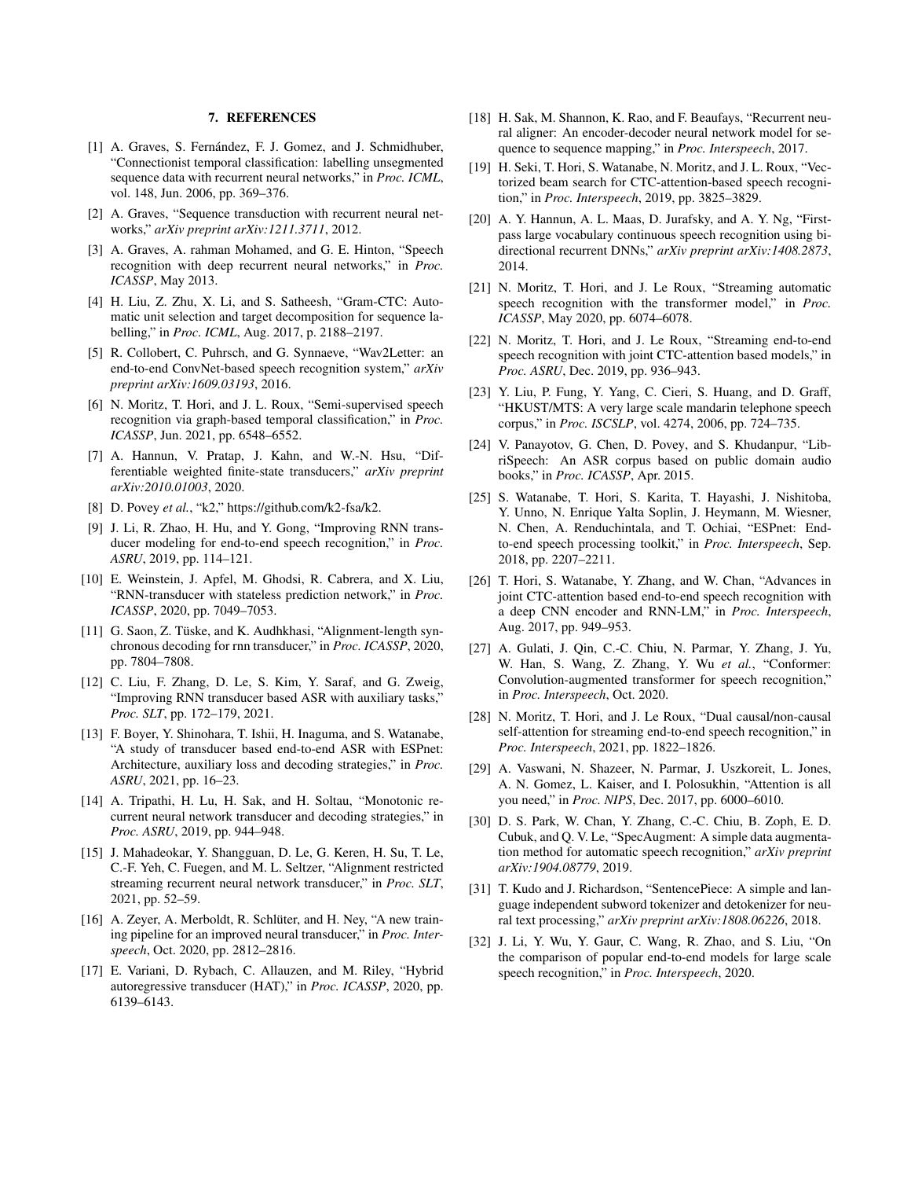## 7. REFERENCES

[1] A. Graves, S. Fernández, F. J. Gomez, and J. Schmidhuber, "Connectionist temporal classification: labelling unsegmented sequence data with recurrent neural networks," in *Proc. ICML*, vol. 148, Jun. 2006, pp. 369–376.

[2] A. Graves, "Sequence transduction with recurrent neural networks," *arXiv preprint arXiv:1211.3711*, 2012.

[3] A. Graves, A. rahman Mohamed, and G. E. Hinton, "Speech recognition with deep recurrent neural networks," in *Proc. ICASSP*, May 2013.

[4] H. Liu, Z. Zhu, X. Li, and S. Satheesh, "Gram-CTC: Automatic unit selection and target decomposition for sequence labelling," in *Proc. ICML*, Aug. 2017, p. 2188–2197.

[5] R. Collobert, C. Puhrsch, and G. Synnaeve, "Wav2Letter: an end-to-end ConvNet-based speech recognition system," *arXiv preprint arXiv:1609.03193*, 2016.

[6] N. Moritz, T. Hori, and J. L. Roux, "Semi-supervised speech recognition via graph-based temporal classification," in *Proc. ICASSP*, Jun. 2021, pp. 6548–6552.

[7] A. Hannun, V. Pratap, J. Kahn, and W.-N. Hsu, "Differentiable weighted finite-state transducers," *arXiv preprint arXiv:2010.01003*, 2020.

[8] D. Povey *et al.*, "k2," https://github.com/k2-fsa/k2.

[9] J. Li, R. Zhao, H. Hu, and Y. Gong, "Improving RNN transducer modeling for end-to-end speech recognition," in *Proc. ASRU*, 2019, pp. 114–121.

[10] E. Weinstein, J. Apfel, M. Ghodsi, R. Cabrera, and X. Liu, "RNN-transducer with stateless prediction network," in *Proc. ICASSP*, 2020, pp. 7049–7053.

[11] G. Saon, Z. Tüske, and K. Audhkhasi, "Alignment-length synchronous decoding for rnn transducer," in *Proc. ICASSP*, 2020, pp. 7804–7808.

[12] C. Liu, F. Zhang, D. Le, S. Kim, Y. Saraf, and G. Zweig, "Improving RNN transducer based ASR with auxiliary tasks," *Proc. SLT*, pp. 172–179, 2021.

[13] F. Boyer, Y. Shinohara, T. Ishii, H. Inaguma, and S. Watanabe, "A study of transducer based end-to-end ASR with ESPnet: Architecture, auxiliary loss and decoding strategies," in *Proc. ASRU*, 2021, pp. 16–23.

[14] A. Tripathi, H. Lu, H. Sak, and H. Soltau, "Monotonic recurrent neural network transducer and decoding strategies," in *Proc. ASRU*, 2019, pp. 944–948.

[15] J. Mahadeokar, Y. Shangguan, D. Le, G. Keren, H. Su, T. Le, C.-F. Yeh, C. Fuegen, and M. L. Seltzer, "Alignment restricted streaming recurrent neural network transducer," in *Proc. SLT*, 2021, pp. 52–59.

[16] A. Zeyer, A. Merboldt, R. Schlüter, and H. Ney, "A new training pipeline for an improved neural transducer," in *Proc. Interspeech*, Oct. 2020, pp. 2812–2816.

[17] E. Variani, D. Rybach, C. Allauzen, and M. Riley, "Hybrid autoregressive transducer (HAT)," in *Proc. ICASSP*, 2020, pp. 6139–6143.

[18] H. Sak, M. Shannon, K. Rao, and F. Beaufays, "Recurrent neural aligner: An encoder-decoder neural network model for sequence to sequence mapping," in *Proc. Interspeech*, 2017.

[19] H. Seki, T. Hori, S. Watanabe, N. Moritz, and J. L. Roux, "Vectorized beam search for CTC-attention-based speech recognition," in *Proc. Interspeech*, 2019, pp. 3825–3829.

[20] A. Y. Hannun, A. L. Maas, D. Jurafsky, and A. Y. Ng, "First-pass large vocabulary continuous speech recognition using bidirectional recurrent DNNs," *arXiv preprint arXiv:1408.2873*, 2014.

[21] N. Moritz, T. Hori, and J. Le Roux, "Streaming automatic speech recognition with the transformer model," in *Proc. ICASSP*, May 2020, pp. 6074–6078.

[22] N. Moritz, T. Hori, and J. Le Roux, "Streaming end-to-end speech recognition with joint CTC-attention based models," in *Proc. ASRU*, Dec. 2019, pp. 936–943.

[23] Y. Liu, P. Fung, Y. Yang, C. Cieri, S. Huang, and D. Graff, "HKUST/MTS: A very large scale mandarin telephone speech corpus," in *Proc. ISCSLP*, vol. 4274, 2006, pp. 724–735.

[24] V. Panayotov, G. Chen, D. Povey, and S. Khudanpur, "LibriSpeech: An ASR corpus based on public domain audio books," in *Proc. ICASSP*, Apr. 2015.

[25] S. Watanabe, T. Hori, S. Karita, T. Hayashi, J. Nishitoba, Y. Unno, N. Enrique Yalta Soplin, J. Heymann, M. Wiesner, N. Chen, A. Renduchintala, and T. Ochiai, "ESPnet: End-to-end speech processing toolkit," in *Proc. Interspeech*, Sep. 2018, pp. 2207–2211.

[26] T. Hori, S. Watanabe, Y. Zhang, and W. Chan, "Advances in joint CTC-attention based end-to-end speech recognition with a deep CNN encoder and RNN-LM," in *Proc. Interspeech*, Aug. 2017, pp. 949–953.

[27] A. Gulati, J. Qin, C.-C. Chiu, N. Parmar, Y. Zhang, J. Yu, W. Han, S. Wang, Z. Zhang, Y. Wu *et al.*, "Conformer: Convolution-augmented transformer for speech recognition," in *Proc. Interspeech*, Oct. 2020.

[28] N. Moritz, T. Hori, and J. Le Roux, "Dual causal/non-causal self-attention for streaming end-to-end speech recognition," in *Proc. Interspeech*, 2021, pp. 1822–1826.

[29] A. Vaswani, N. Shazeer, N. Parmar, J. Uszkoreit, L. Jones, A. N. Gomez, L. Kaiser, and I. Polosukhin, "Attention is all you need," in *Proc. NIPS*, Dec. 2017, pp. 6000–6010.

[30] D. S. Park, W. Chan, Y. Zhang, C.-C. Chiu, B. Zoph, E. D. Cubuk, and Q. V. Le, "SpecAugment: A simple data augmentation method for automatic speech recognition," *arXiv preprint arXiv:1904.08779*, 2019.

[31] T. Kudo and J. Richardson, "SentencePiece: A simple and language independent subword tokenizer and detokenizer for neural text processing," *arXiv preprint arXiv:1808.06226*, 2018.

[32] J. Li, Y. Wu, Y. Gaur, C. Wang, R. Zhao, and S. Liu, "On the comparison of popular end-to-end models for large scale speech recognition," in *Proc. Interspeech*, 2020.